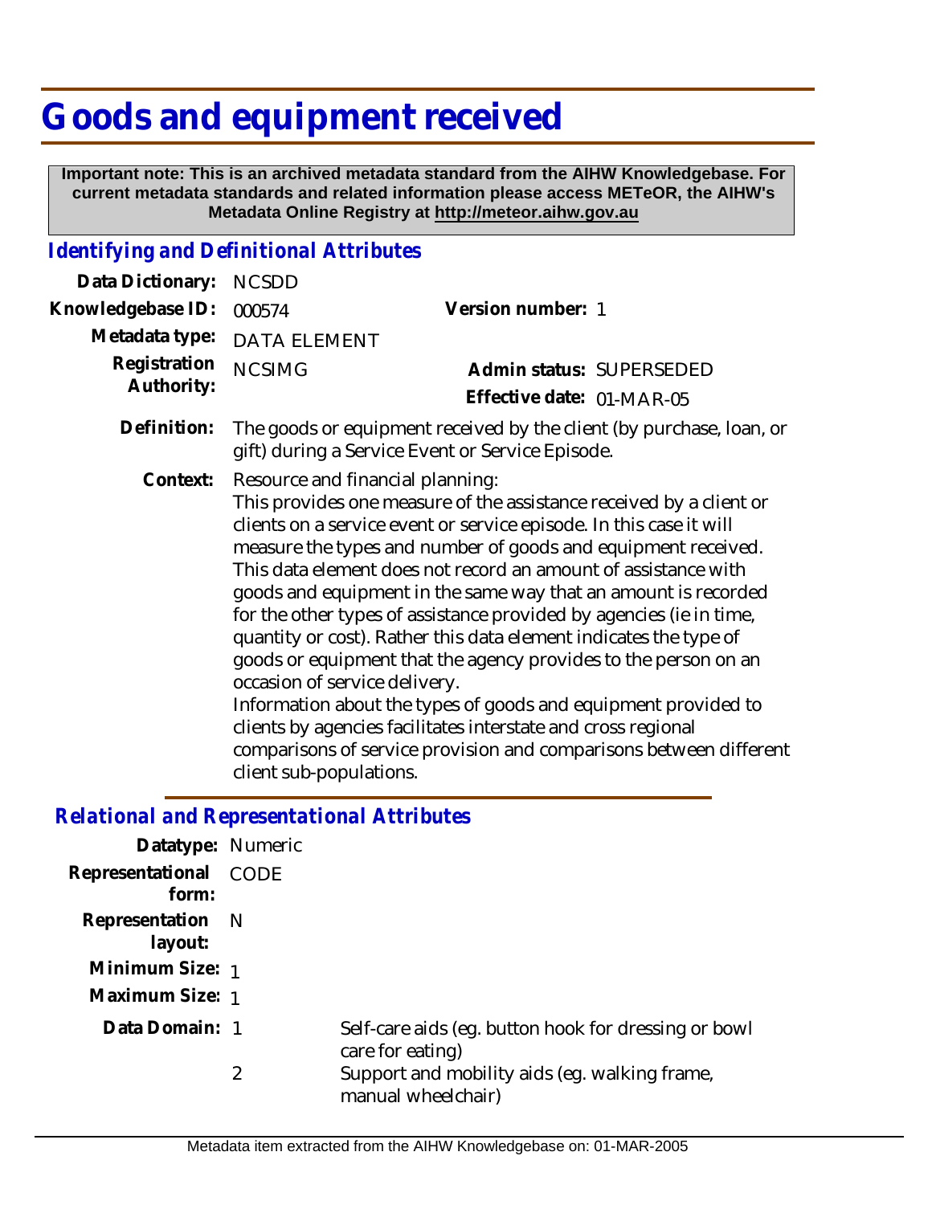# Goods and equipment received

**Important note: This is an archived metadata standard from the AIHW Knowledgebase. For current metadata standards and related information please access METeOR, the AIHW's Metadata Online Registry at http://meteor.aihw.gov.au**

## *Identifying and Definitional Attributes*

**Data Dictionary:** NCSDD

**Knowledgebase ID:** 000574

**Version number:** 1

**Metadata type:** DATA ELEMENT

**Registration Authority:** NCSIMG

**Admin status:** SUPERSEDED

**Effective date:** 01-MAR-05

**Definition:** The goods or equipment received by the client (by purchase, loan, or gift) during a Service Event or Service Episode.

**Context:** Resource and financial planning:
This provides one measure of the assistance received by a client or clients on a service event or service episode. In this case it will measure the types and number of goods and equipment received. This data element does not record an amount of assistance with goods and equipment in the same way that an amount is recorded for the other types of assistance provided by agencies (ie in time, quantity or cost). Rather this data element indicates the type of goods or equipment that the agency provides to the person on an occasion of service delivery.
Information about the types of goods and equipment provided to clients by agencies facilitates interstate and cross regional comparisons of service provision and comparisons between different client sub-populations.

## *Relational and Representational Attributes*

**Datatype:** Numeric

**Representational form:** CODE

**Representation layout:** N

**Minimum Size:** 1

**Maximum Size:** 1

**Data Domain:**

1 Self-care aids (eg. button hook for dressing or bowl care for eating)

2 Support and mobility aids (eg. walking frame, manual wheelchair)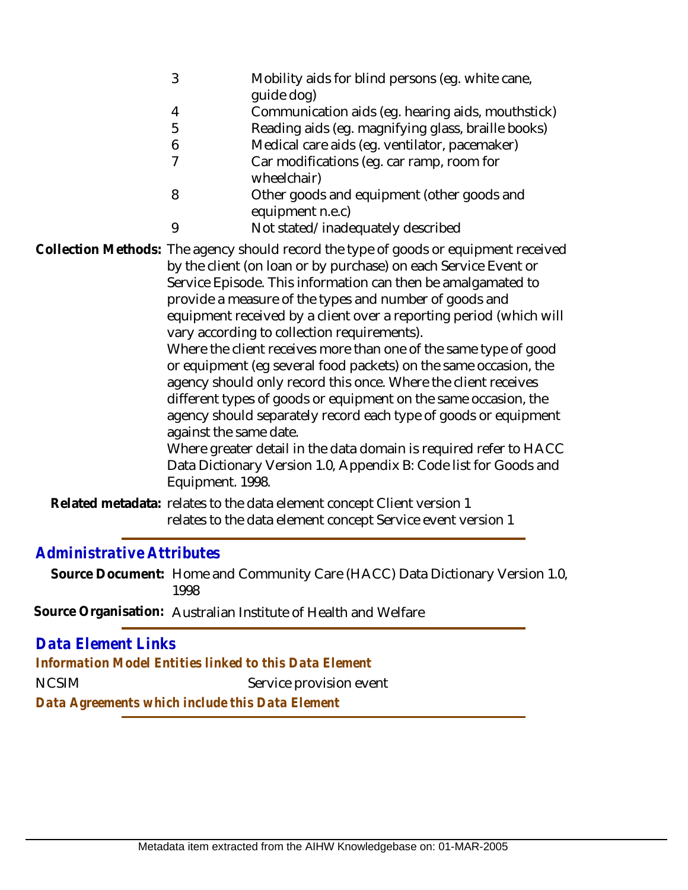| | |
|---|---|
| 3 | Mobility aids for blind persons (eg. white cane, guide dog) |
| 4 | Communication aids (eg. hearing aids, mouthstick) |
| 5 | Reading aids (eg. magnifying glass, braille books) |
| 6 | Medical care aids (eg. ventilator, pacemaker) |
| 7 | Car modifications (eg. car ramp, room for wheelchair) |
| 8 | Other goods and equipment (other goods and equipment n.e.c) |
| 9 | Not stated/inadequately described |

**Collection Methods:** The agency should record the type of goods or equipment received by the client (on loan or by purchase) on each Service Event or Service Episode. This information can then be amalgamated to provide a measure of the types and number of goods and equipment received by a client over a reporting period (which will vary according to collection requirements).

Where the client receives more than one of the same type of good or equipment (eg several food packets) on the same occasion, the agency should only record this once. Where the client receives different types of goods or equipment on the same occasion, the agency should separately record each type of goods or equipment against the same date.

Where greater detail in the data domain is required refer to HACC Data Dictionary Version 1.0, Appendix B: Code list for Goods and Equipment. 1998.

**Related metadata:** relates to the data element concept Client version 1
relates to the data element concept Service event version 1

## Administrative Attributes

**Source Document:** Home and Community Care (HACC) Data Dictionary Version 1.0, 1998

**Source Organisation:** Australian Institute of Health and Welfare

## Data Element Links

### Information Model Entities linked to this Data Element

NCSIM Service provision event

### Data Agreements which include this Data Element

Metadata item extracted from the AIHW Knowledgebase on: 01-MAR-2005